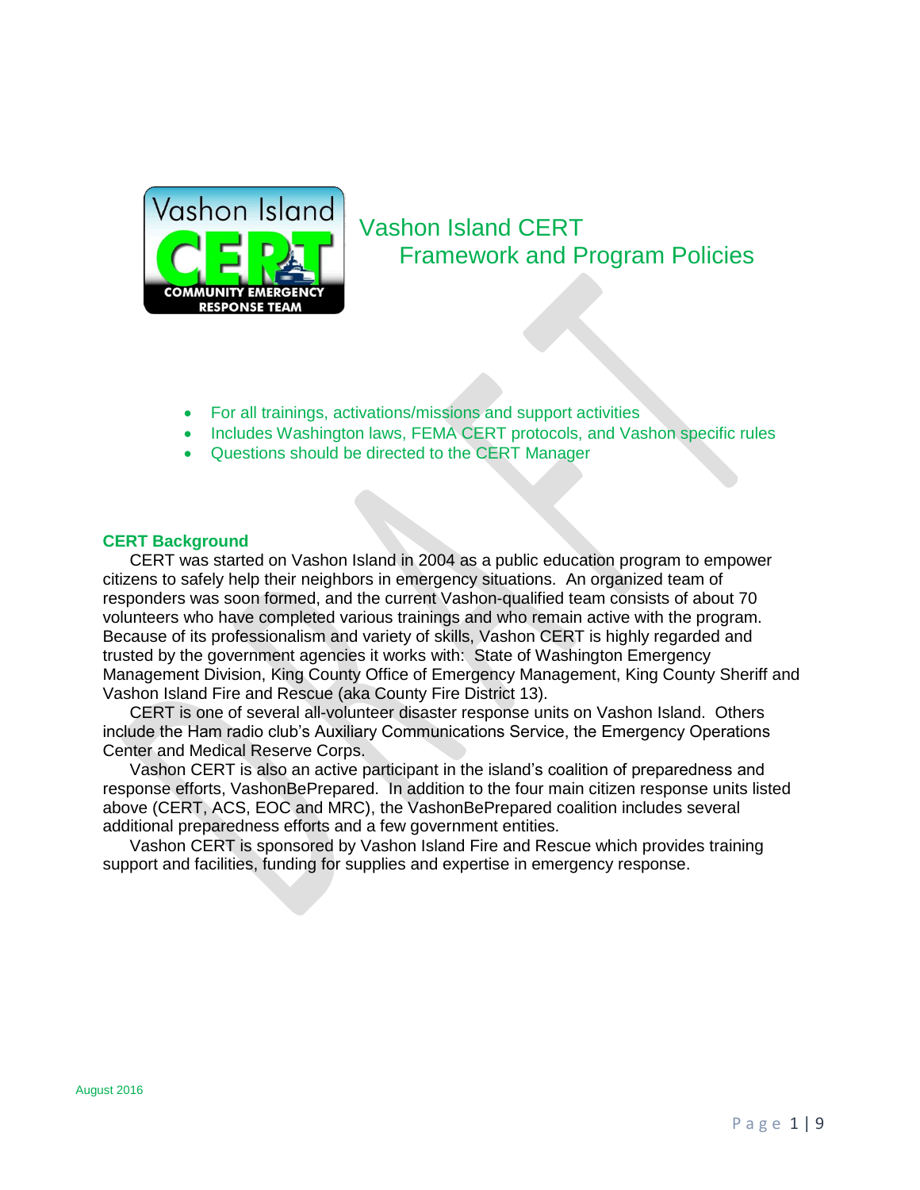# Vashon Island CERT
## Framework and Program Policies

- For all trainings, activations/missions and support activities
- Includes Washington laws, FEMA CERT protocols, and Vashon specific rules
- Questions should be directed to the CERT Manager

### CERT Background

CERT was started on Vashon Island in 2004 as a public education program to empower citizens to safely help their neighbors in emergency situations. An organized team of responders was soon formed, and the current Vashon-qualified team consists of about 70 volunteers who have completed various trainings and who remain active with the program. Because of its professionalism and variety of skills, Vashon CERT is highly regarded and trusted by the government agencies it works with: State of Washington Emergency Management Division, King County Office of Emergency Management, King County Sheriff and Vashon Island Fire and Rescue (aka County Fire District 13).

CERT is one of several all-volunteer disaster response units on Vashon Island. Others include the Ham radio club's Auxiliary Communications Service, the Emergency Operations Center and Medical Reserve Corps.

Vashon CERT is also an active participant in the island's coalition of preparedness and response efforts, VashonBePrepared. In addition to the four main citizen response units listed above (CERT, ACS, EOC and MRC), the VashonBePrepared coalition includes several additional preparedness efforts and a few government entities.

Vashon CERT is sponsored by Vashon Island Fire and Rescue which provides training support and facilities, funding for supplies and expertise in emergency response.

August 2016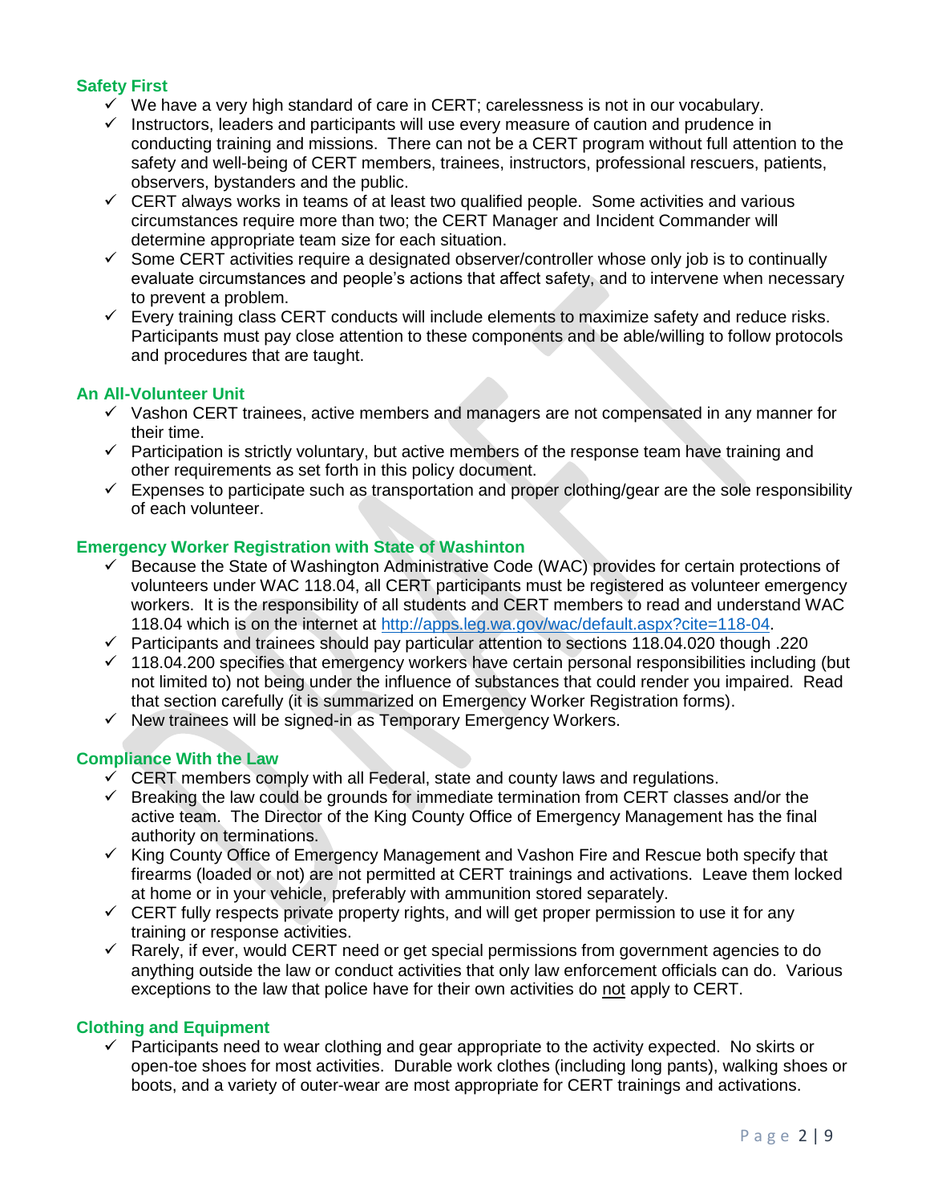## Safety First

- ✓ We have a very high standard of care in CERT; carelessness is not in our vocabulary.
- ✓ Instructors, leaders and participants will use every measure of caution and prudence in conducting training and missions. There can not be a CERT program without full attention to the safety and well-being of CERT members, trainees, instructors, professional rescuers, patients, observers, bystanders and the public.
- ✓ CERT always works in teams of at least two qualified people. Some activities and various circumstances require more than two; the CERT Manager and Incident Commander will determine appropriate team size for each situation.
- ✓ Some CERT activities require a designated observer/controller whose only job is to continually evaluate circumstances and people's actions that affect safety, and to intervene when necessary to prevent a problem.
- ✓ Every training class CERT conducts will include elements to maximize safety and reduce risks. Participants must pay close attention to these components and be able/willing to follow protocols and procedures that are taught.

## An All-Volunteer Unit

- ✓ Vashon CERT trainees, active members and managers are not compensated in any manner for their time.
- ✓ Participation is strictly voluntary, but active members of the response team have training and other requirements as set forth in this policy document.
- ✓ Expenses to participate such as transportation and proper clothing/gear are the sole responsibility of each volunteer.

## Emergency Worker Registration with State of Washinton

- ✓ Because the State of Washington Administrative Code (WAC) provides for certain protections of volunteers under WAC 118.04, all CERT participants must be registered as volunteer emergency workers. It is the responsibility of all students and CERT members to read and understand WAC 118.04 which is on the internet at [http://apps.leg.wa.gov/wac/default.aspx?cite=118-04](http://apps.leg.wa.gov/wac/default.aspx?cite=118-04).
- ✓ Participants and trainees should pay particular attention to sections 118.04.020 though .220
- ✓ 118.04.200 specifies that emergency workers have certain personal responsibilities including (but not limited to) not being under the influence of substances that could render you impaired. Read that section carefully (it is summarized on Emergency Worker Registration forms).
- ✓ New trainees will be signed-in as Temporary Emergency Workers.

## Compliance With the Law

- ✓ CERT members comply with all Federal, state and county laws and regulations.
- ✓ Breaking the law could be grounds for immediate termination from CERT classes and/or the active team. The Director of the King County Office of Emergency Management has the final authority on terminations.
- ✓ King County Office of Emergency Management and Vashon Fire and Rescue both specify that firearms (loaded or not) are not permitted at CERT trainings and activations. Leave them locked at home or in your vehicle, preferably with ammunition stored separately.
- ✓ CERT fully respects private property rights, and will get proper permission to use it for any training or response activities.
- ✓ Rarely, if ever, would CERT need or get special permissions from government agencies to do anything outside the law or conduct activities that only law enforcement officials can do. Various exceptions to the law that police have for their own activities do <u>not</u> apply to CERT.

## Clothing and Equipment

- ✓ Participants need to wear clothing and gear appropriate to the activity expected. No skirts or open-toe shoes for most activities. Durable work clothes (including long pants), walking shoes or boots, and a variety of outer-wear are most appropriate for CERT trainings and activations.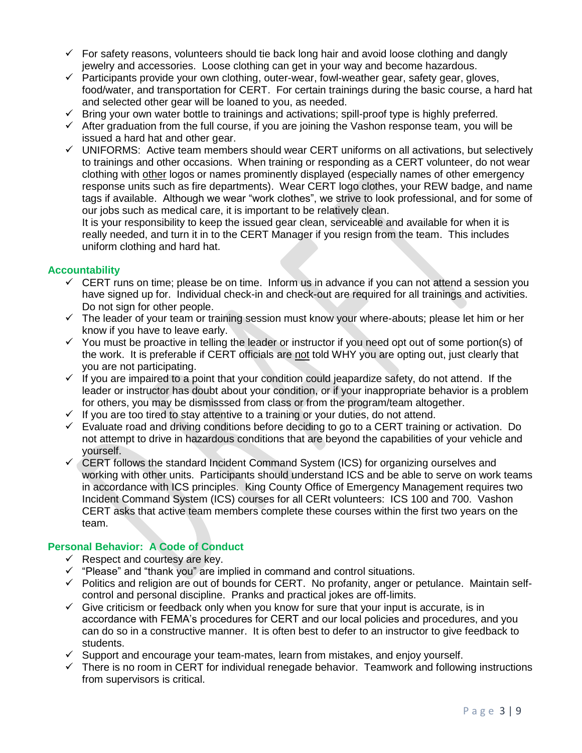- ✓ For safety reasons, volunteers should tie back long hair and avoid loose clothing and dangly jewelry and accessories. Loose clothing can get in your way and become hazardous.
- ✓ Participants provide your own clothing, outer-wear, fowl-weather gear, safety gear, gloves, food/water, and transportation for CERT. For certain trainings during the basic course, a hard hat and selected other gear will be loaned to you, as needed.
- ✓ Bring your own water bottle to trainings and activations; spill-proof type is highly preferred.
- ✓ After graduation from the full course, if you are joining the Vashon response team, you will be issued a hard hat and other gear.
- ✓ UNIFORMS: Active team members should wear CERT uniforms on all activations, but selectively to trainings and other occasions. When training or responding as a CERT volunteer, do not wear clothing with <u>other</u> logos or names prominently displayed (especially names of other emergency response units such as fire departments). Wear CERT logo clothes, your REW badge, and name tags if available. Although we wear "work clothes", we strive to look professional, and for some of our jobs such as medical care, it is important to be relatively clean.
  It is your responsibility to keep the issued gear clean, serviceable and available for when it is really needed, and turn it in to the CERT Manager if you resign from the team. This includes uniform clothing and hard hat.

## Accountability

- ✓ CERT runs on time; please be on time. Inform us in advance if you can not attend a session you have signed up for. Individual check-in and check-out are required for all trainings and activities. Do not sign for other people.
- ✓ The leader of your team or training session must know your where-abouts; please let him or her know if you have to leave early.
- ✓ You must be proactive in telling the leader or instructor if you need opt out of some portion(s) of the work. It is preferable if CERT officials are <u>not</u> told WHY you are opting out, just clearly that you are not participating.
- ✓ If you are impaired to a point that your condition could jeapardize safety, do not attend. If the leader or instructor has doubt about your condition, or if your inappropriate behavior is a problem for others, you may be dismisssed from class or from the program/team altogether.
- ✓ If you are too tired to stay attentive to a training or your duties, do not attend.
- ✓ Evaluate road and driving conditions before deciding to go to a CERT training or activation. Do not attempt to drive in hazardous conditions that are beyond the capabilities of your vehicle and yourself.
- ✓ CERT follows the standard Incident Command System (ICS) for organizing ourselves and working with other units. Participants should understand ICS and be able to serve on work teams in accordance with ICS principles. King County Office of Emergency Management requires two Incident Command System (ICS) courses for all CERt volunteers: ICS 100 and 700. Vashon CERT asks that active team members complete these courses within the first two years on the team.

## Personal Behavior: A Code of Conduct

- ✓ Respect and courtesy are key.
- ✓ "Please" and "thank you" are implied in command and control situations.
- ✓ Politics and religion are out of bounds for CERT. No profanity, anger or petulance. Maintain self-control and personal discipline. Pranks and practical jokes are off-limits.
- ✓ Give criticism or feedback only when you know for sure that your input is accurate, is in accordance with FEMA's procedures for CERT and our local policies and procedures, and you can do so in a constructive manner. It is often best to defer to an instructor to give feedback to students.
- ✓ Support and encourage your team-mates, learn from mistakes, and enjoy yourself.
- ✓ There is no room in CERT for individual renegade behavior. Teamwork and following instructions from supervisors is critical.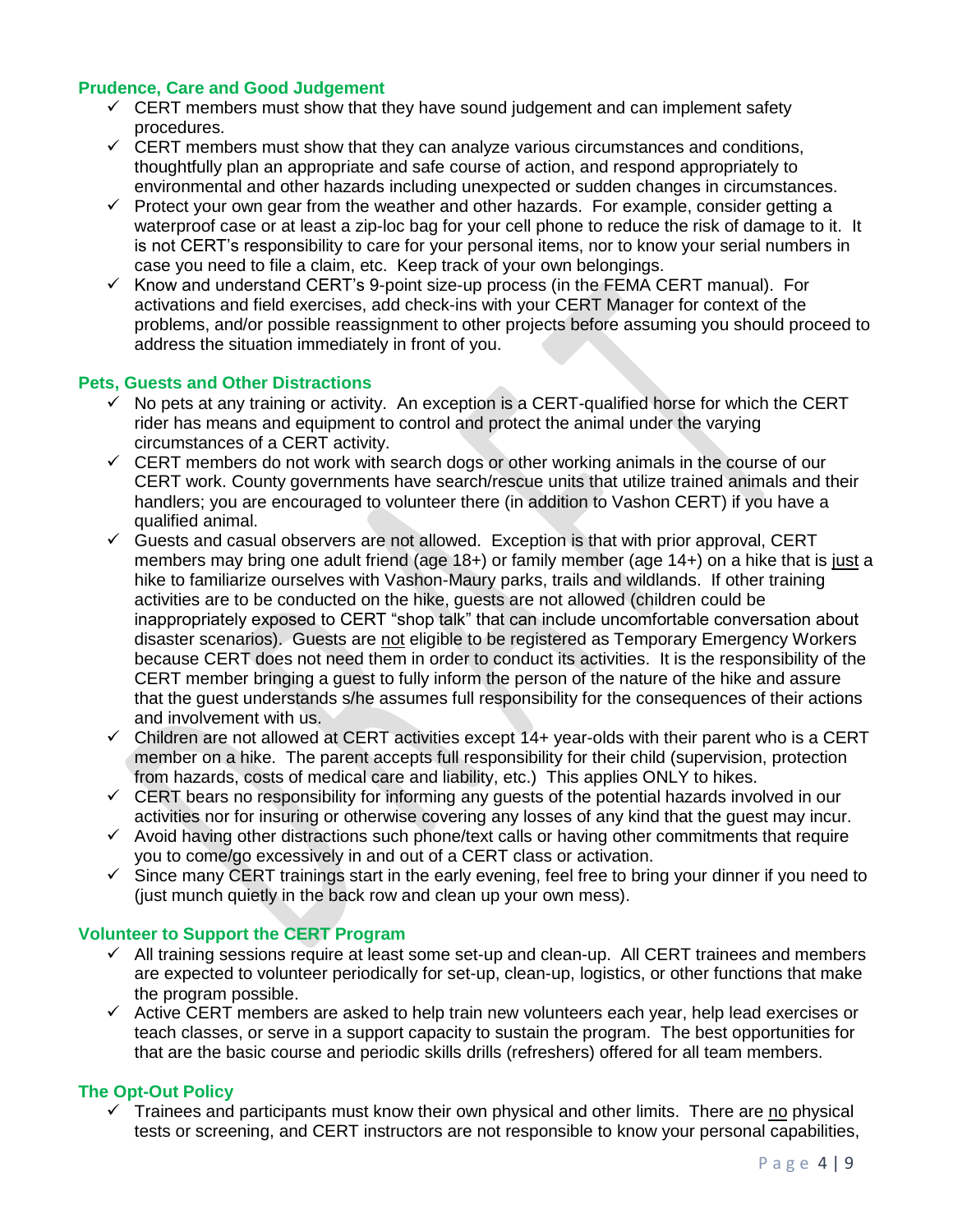### Prudence, Care and Good Judgement

- ✓ CERT members must show that they have sound judgement and can implement safety procedures.
- ✓ CERT members must show that they can analyze various circumstances and conditions, thoughtfully plan an appropriate and safe course of action, and respond appropriately to environmental and other hazards including unexpected or sudden changes in circumstances.
- ✓ Protect your own gear from the weather and other hazards. For example, consider getting a waterproof case or at least a zip-loc bag for your cell phone to reduce the risk of damage to it. It is not CERT's responsibility to care for your personal items, nor to know your serial numbers in case you need to file a claim, etc. Keep track of your own belongings.
- ✓ Know and understand CERT's 9-point size-up process (in the FEMA CERT manual). For activations and field exercises, add check-ins with your CERT Manager for context of the problems, and/or possible reassignment to other projects before assuming you should proceed to address the situation immediately in front of you.

### Pets, Guests and Other Distractions

- ✓ No pets at any training or activity. An exception is a CERT-qualified horse for which the CERT rider has means and equipment to control and protect the animal under the varying circumstances of a CERT activity.
- ✓ CERT members do not work with search dogs or other working animals in the course of our CERT work. County governments have search/rescue units that utilize trained animals and their handlers; you are encouraged to volunteer there (in addition to Vashon CERT) if you have a qualified animal.
- ✓ Guests and casual observers are not allowed. Exception is that with prior approval, CERT members may bring one adult friend (age 18+) or family member (age 14+) on a hike that is <u>just</u> a hike to familiarize ourselves with Vashon-Maury parks, trails and wildlands. If other training activities are to be conducted on the hike, guests are not allowed (children could be inappropriately exposed to CERT "shop talk" that can include uncomfortable conversation about disaster scenarios). Guests are <u>not</u> eligible to be registered as Temporary Emergency Workers because CERT does not need them in order to conduct its activities. It is the responsibility of the CERT member bringing a guest to fully inform the person of the nature of the hike and assure that the guest understands s/he assumes full responsibility for the consequences of their actions and involvement with us.
- ✓ Children are not allowed at CERT activities except 14+ year-olds with their parent who is a CERT member on a hike. The parent accepts full responsibility for their child (supervision, protection from hazards, costs of medical care and liability, etc.) This applies ONLY to hikes.
- ✓ CERT bears no responsibility for informing any guests of the potential hazards involved in our activities nor for insuring or otherwise covering any losses of any kind that the guest may incur.
- ✓ Avoid having other distractions such phone/text calls or having other commitments that require you to come/go excessively in and out of a CERT class or activation.
- ✓ Since many CERT trainings start in the early evening, feel free to bring your dinner if you need to (just munch quietly in the back row and clean up your own mess).

### Volunteer to Support the CERT Program

- ✓ All training sessions require at least some set-up and clean-up. All CERT trainees and members are expected to volunteer periodically for set-up, clean-up, logistics, or other functions that make the program possible.
- ✓ Active CERT members are asked to help train new volunteers each year, help lead exercises or teach classes, or serve in a support capacity to sustain the program. The best opportunities for that are the basic course and periodic skills drills (refreshers) offered for all team members.

### The Opt-Out Policy

- ✓ Trainees and participants must know their own physical and other limits. There are <u>no</u> physical tests or screening, and CERT instructors are not responsible to know your personal capabilities,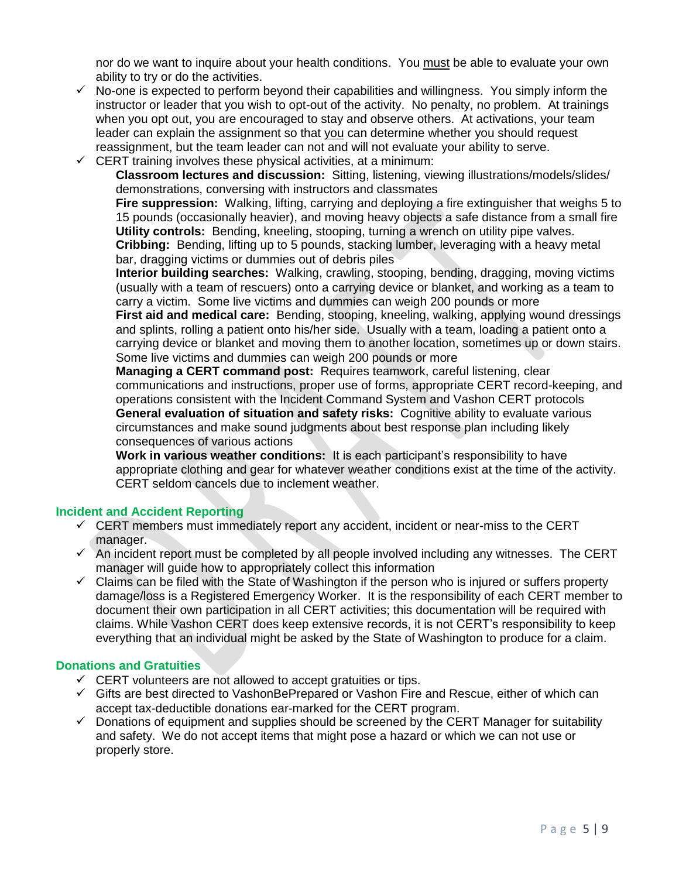nor do we want to inquire about your health conditions. You <u>must</u> be able to evaluate your own ability to try or do the activities.

- ✓ No-one is expected to perform beyond their capabilities and willingness. You simply inform the instructor or leader that you wish to opt-out of the activity. No penalty, no problem. At trainings when you opt out, you are encouraged to stay and observe others. At activations, your team leader can explain the assignment so that <u>you</u> can determine whether you should request reassignment, but the team leader can not and will not evaluate your ability to serve.
- ✓ CERT training involves these physical activities, at a minimum:

  **Classroom lectures and discussion:** Sitting, listening, viewing illustrations/models/slides/ demonstrations, conversing with instructors and classmates

  **Fire suppression:** Walking, lifting, carrying and deploying a fire extinguisher that weighs 5 to 15 pounds (occasionally heavier), and moving heavy objects a safe distance from a small fire

  **Utility controls:** Bending, kneeling, stooping, turning a wrench on utility pipe valves.

  **Cribbing:** Bending, lifting up to 5 pounds, stacking lumber, leveraging with a heavy metal bar, dragging victims or dummies out of debris piles

  **Interior building searches:** Walking, crawling, stooping, bending, dragging, moving victims (usually with a team of rescuers) onto a carrying device or blanket, and working as a team to carry a victim. Some live victims and dummies can weigh 200 pounds or more

  **First aid and medical care:** Bending, stooping, kneeling, walking, applying wound dressings and splints, rolling a patient onto his/her side. Usually with a team, loading a patient onto a carrying device or blanket and moving them to another location, sometimes up or down stairs. Some live victims and dummies can weigh 200 pounds or more

  **Managing a CERT command post:** Requires teamwork, careful listening, clear communications and instructions, proper use of forms, appropriate CERT record-keeping, and operations consistent with the Incident Command System and Vashon CERT protocols

  **General evaluation of situation and safety risks:** Cognitive ability to evaluate various circumstances and make sound judgments about best response plan including likely consequences of various actions

  **Work in various weather conditions:** It is each participant's responsibility to have appropriate clothing and gear for whatever weather conditions exist at the time of the activity. CERT seldom cancels due to inclement weather.

## Incident and Accident Reporting

- ✓ CERT members must immediately report any accident, incident or near-miss to the CERT manager.
- ✓ An incident report must be completed by all people involved including any witnesses. The CERT manager will guide how to appropriately collect this information
- ✓ Claims can be filed with the State of Washington if the person who is injured or suffers property damage/loss is a Registered Emergency Worker. It is the responsibility of each CERT member to document their own participation in all CERT activities; this documentation will be required with claims. While Vashon CERT does keep extensive records, it is not CERT's responsibility to keep everything that an individual might be asked by the State of Washington to produce for a claim.

## Donations and Gratuities

- ✓ CERT volunteers are not allowed to accept gratuities or tips.
- ✓ Gifts are best directed to VashonBePrepared or Vashon Fire and Rescue, either of which can accept tax-deductible donations ear-marked for the CERT program.
- ✓ Donations of equipment and supplies should be screened by the CERT Manager for suitability and safety. We do not accept items that might pose a hazard or which we can not use or properly store.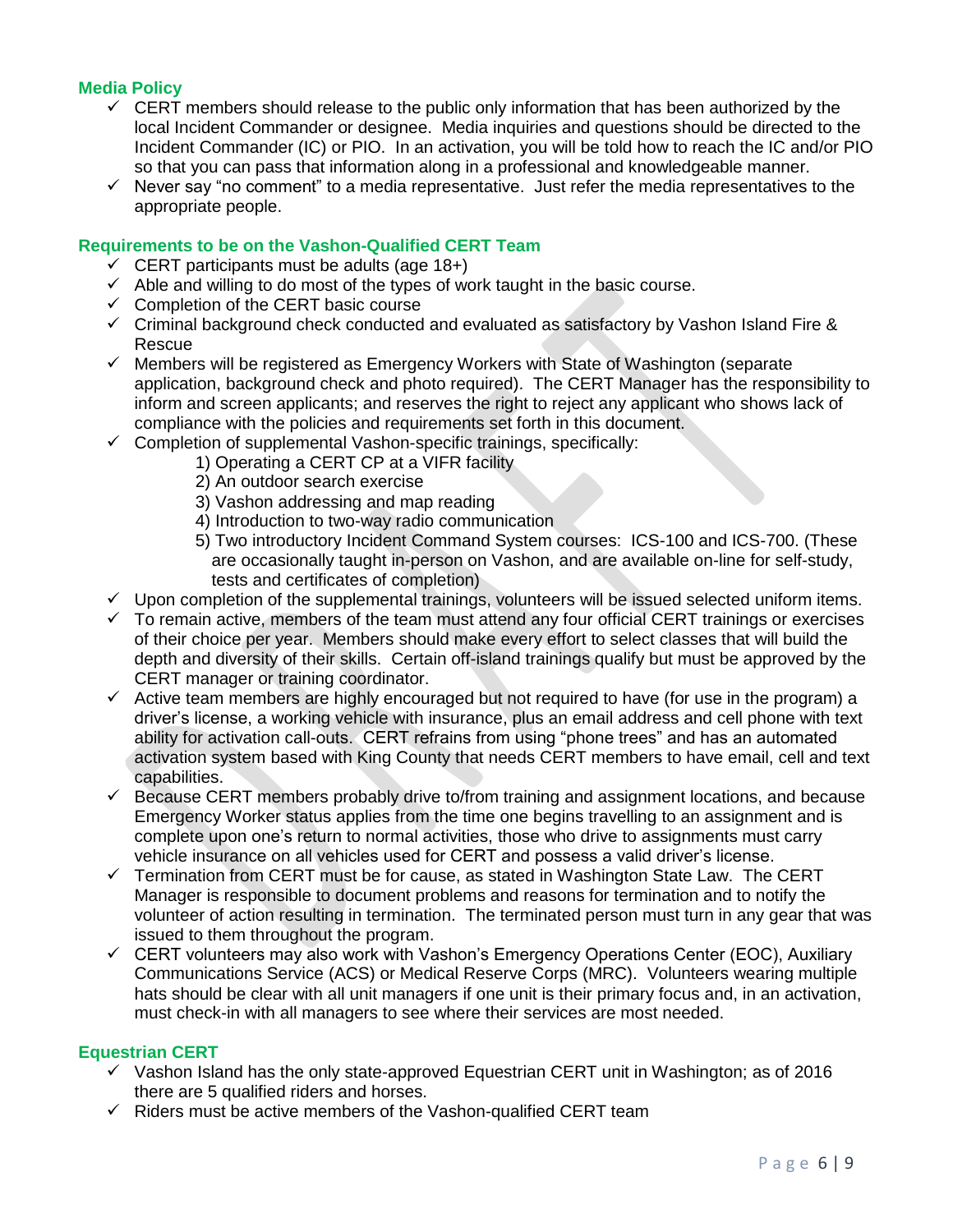## Media Policy

- ✓ CERT members should release to the public only information that has been authorized by the local Incident Commander or designee. Media inquiries and questions should be directed to the Incident Commander (IC) or PIO. In an activation, you will be told how to reach the IC and/or PIO so that you can pass that information along in a professional and knowledgeable manner.
- ✓ Never say "no comment" to a media representative. Just refer the media representatives to the appropriate people.

## Requirements to be on the Vashon-Qualified CERT Team

- ✓ CERT participants must be adults (age 18+)
- ✓ Able and willing to do most of the types of work taught in the basic course.
- ✓ Completion of the CERT basic course
- ✓ Criminal background check conducted and evaluated as satisfactory by Vashon Island Fire & Rescue
- ✓ Members will be registered as Emergency Workers with State of Washington (separate application, background check and photo required). The CERT Manager has the responsibility to inform and screen applicants; and reserves the right to reject any applicant who shows lack of compliance with the policies and requirements set forth in this document.
- ✓ Completion of supplemental Vashon-specific trainings, specifically:
  1) Operating a CERT CP at a VIFR facility
  2) An outdoor search exercise
  3) Vashon addressing and map reading
  4) Introduction to two-way radio communication
  5) Two introductory Incident Command System courses: ICS-100 and ICS-700. (These are occasionally taught in-person on Vashon, and are available on-line for self-study, tests and certificates of completion)
- ✓ Upon completion of the supplemental trainings, volunteers will be issued selected uniform items.
- ✓ To remain active, members of the team must attend any four official CERT trainings or exercises of their choice per year. Members should make every effort to select classes that will build the depth and diversity of their skills. Certain off-island trainings qualify but must be approved by the CERT manager or training coordinator.
- ✓ Active team members are highly encouraged but not required to have (for use in the program) a driver's license, a working vehicle with insurance, plus an email address and cell phone with text ability for activation call-outs. CERT refrains from using "phone trees" and has an automated activation system based with King County that needs CERT members to have email, cell and text capabilities.
- ✓ Because CERT members probably drive to/from training and assignment locations, and because Emergency Worker status applies from the time one begins travelling to an assignment and is complete upon one's return to normal activities, those who drive to assignments must carry vehicle insurance on all vehicles used for CERT and possess a valid driver's license.
- ✓ Termination from CERT must be for cause, as stated in Washington State Law. The CERT Manager is responsible to document problems and reasons for termination and to notify the volunteer of action resulting in termination. The terminated person must turn in any gear that was issued to them throughout the program.
- ✓ CERT volunteers may also work with Vashon's Emergency Operations Center (EOC), Auxiliary Communications Service (ACS) or Medical Reserve Corps (MRC). Volunteers wearing multiple hats should be clear with all unit managers if one unit is their primary focus and, in an activation, must check-in with all managers to see where their services are most needed.

## Equestrian CERT

- ✓ Vashon Island has the only state-approved Equestrian CERT unit in Washington; as of 2016 there are 5 qualified riders and horses.
- ✓ Riders must be active members of the Vashon-qualified CERT team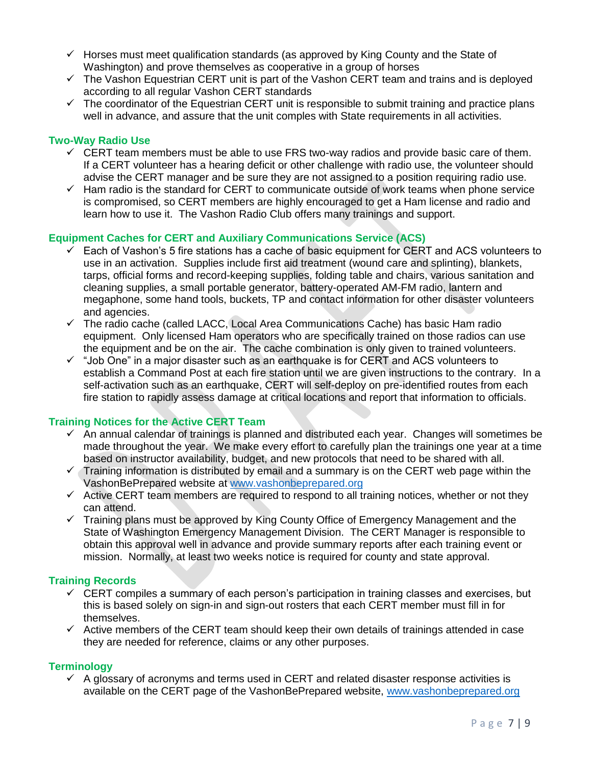- ✓ Horses must meet qualification standards (as approved by King County and the State of Washington) and prove themselves as cooperative in a group of horses
- ✓ The Vashon Equestrian CERT unit is part of the Vashon CERT team and trains and is deployed according to all regular Vashon CERT standards
- ✓ The coordinator of the Equestrian CERT unit is responsible to submit training and practice plans well in advance, and assure that the unit complies with State requirements in all activities.

### Two-Way Radio Use

- ✓ CERT team members must be able to use FRS two-way radios and provide basic care of them. If a CERT volunteer has a hearing deficit or other challenge with radio use, the volunteer should advise the CERT manager and be sure they are not assigned to a position requiring radio use.
- ✓ Ham radio is the standard for CERT to communicate outside of work teams when phone service is compromised, so CERT members are highly encouraged to get a Ham license and radio and learn how to use it. The Vashon Radio Club offers many trainings and support.

### Equipment Caches for CERT and Auxiliary Communications Service (ACS)

- ✓ Each of Vashon's 5 fire stations has a cache of basic equipment for CERT and ACS volunteers to use in an activation. Supplies include first aid treatment (wound care and splinting), blankets, tarps, official forms and record-keeping supplies, folding table and chairs, various sanitation and cleaning supplies, a small portable generator, battery-operated AM-FM radio, lantern and megaphone, some hand tools, buckets, TP and contact information for other disaster volunteers and agencies.
- ✓ The radio cache (called LACC, Local Area Communications Cache) has basic Ham radio equipment. Only licensed Ham operators who are specifically trained on those radios can use the equipment and be on the air. The cache combination is only given to trained volunteers.
- ✓ "Job One" in a major disaster such as an earthquake is for CERT and ACS volunteers to establish a Command Post at each fire station until we are given instructions to the contrary. In a self-activation such as an earthquake, CERT will self-deploy on pre-identified routes from each fire station to rapidly assess damage at critical locations and report that information to officials.

### Training Notices for the Active CERT Team

- ✓ An annual calendar of trainings is planned and distributed each year. Changes will sometimes be made throughout the year. We make every effort to carefully plan the trainings one year at a time based on instructor availability, budget, and new protocols that need to be shared with all.
- ✓ Training information is distributed by email and a summary is on the CERT web page within the VashonBePrepared website at [www.vashonbeprepared.org](http://www.vashonbeprepared.org)
- ✓ Active CERT team members are required to respond to all training notices, whether or not they can attend.
- ✓ Training plans must be approved by King County Office of Emergency Management and the State of Washington Emergency Management Division. The CERT Manager is responsible to obtain this approval well in advance and provide summary reports after each training event or mission. Normally, at least two weeks notice is required for county and state approval.

### Training Records

- ✓ CERT compiles a summary of each person's participation in training classes and exercises, but this is based solely on sign-in and sign-out rosters that each CERT member must fill in for themselves.
- ✓ Active members of the CERT team should keep their own details of trainings attended in case they are needed for reference, claims or any other purposes.

### Terminology

- ✓ A glossary of acronyms and terms used in CERT and related disaster response activities is available on the CERT page of the VashonBePrepared website, [www.vashonbeprepared.org](http://www.vashonbeprepared.org)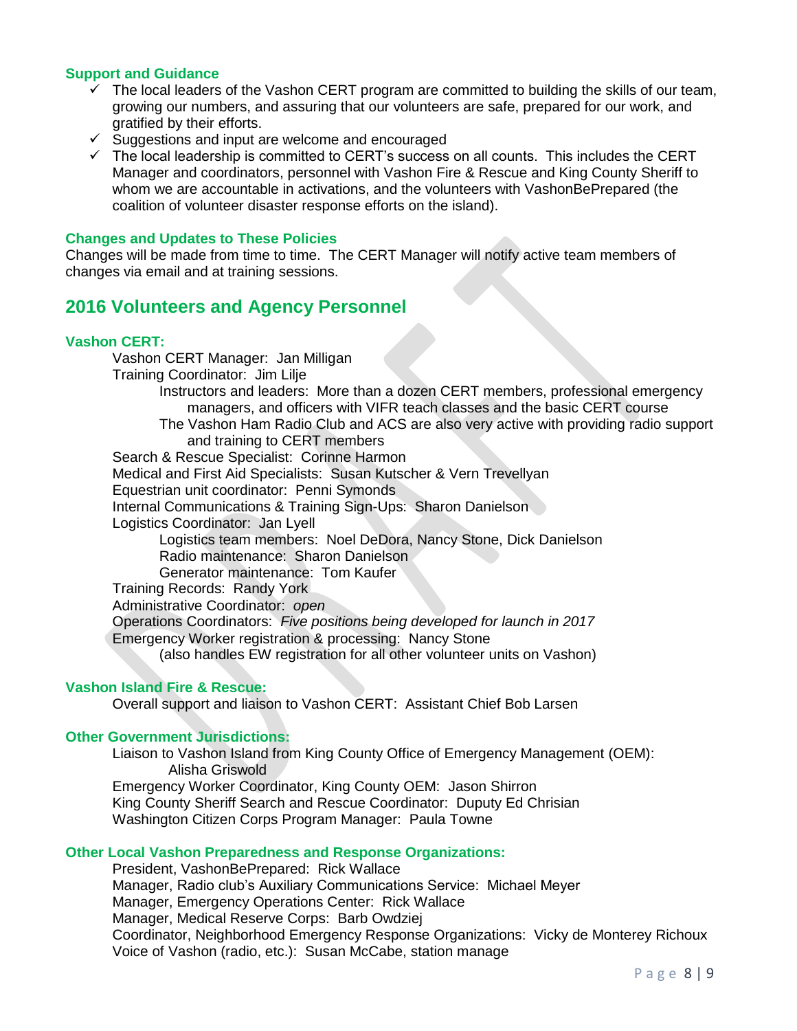### Support and Guidance

- ✓ The local leaders of the Vashon CERT program are committed to building the skills of our team, growing our numbers, and assuring that our volunteers are safe, prepared for our work, and gratified by their efforts.
- ✓ Suggestions and input are welcome and encouraged
- ✓ The local leadership is committed to CERT's success on all counts. This includes the CERT Manager and coordinators, personnel with Vashon Fire & Rescue and King County Sheriff to whom we are accountable in activations, and the volunteers with VashonBePrepared (the coalition of volunteer disaster response efforts on the island).

### Changes and Updates to These Policies

Changes will be made from time to time. The CERT Manager will notify active team members of changes via email and at training sessions.

## 2016 Volunteers and Agency Personnel

### Vashon CERT:

Vashon CERT Manager: Jan Milligan
Training Coordinator: Jim Lilje
- Instructors and leaders: More than a dozen CERT members, professional emergency managers, and officers with VIFR teach classes and the basic CERT course
- The Vashon Ham Radio Club and ACS are also very active with providing radio support and training to CERT members

Search & Rescue Specialist: Corinne Harmon
Medical and First Aid Specialists: Susan Kutscher & Vern Trevellyan
Equestrian unit coordinator: Penni Symonds
Internal Communications & Training Sign-Ups: Sharon Danielson
Logistics Coordinator: Jan Lyell
- Logistics team members: Noel DeDora, Nancy Stone, Dick Danielson
- Radio maintenance: Sharon Danielson
- Generator maintenance: Tom Kaufer

Training Records: Randy York
Administrative Coordinator: *open*
Operations Coordinators: *Five positions being developed for launch in 2017*
Emergency Worker registration & processing: Nancy Stone
- (also handles EW registration for all other volunteer units on Vashon)

### Vashon Island Fire & Rescue:

Overall support and liaison to Vashon CERT: Assistant Chief Bob Larsen

### Other Government Jurisdictions:

Liaison to Vashon Island from King County Office of Emergency Management (OEM): Alisha Griswold
Emergency Worker Coordinator, King County OEM: Jason Shirron
King County Sheriff Search and Rescue Coordinator: Duputy Ed Chrisian
Washington Citizen Corps Program Manager: Paula Towne

### Other Local Vashon Preparedness and Response Organizations:

President, VashonBePrepared: Rick Wallace
Manager, Radio club's Auxiliary Communications Service: Michael Meyer
Manager, Emergency Operations Center: Rick Wallace
Manager, Medical Reserve Corps: Barb Owdziej
Coordinator, Neighborhood Emergency Response Organizations: Vicky de Monterey Richoux
Voice of Vashon (radio, etc.): Susan McCabe, station manage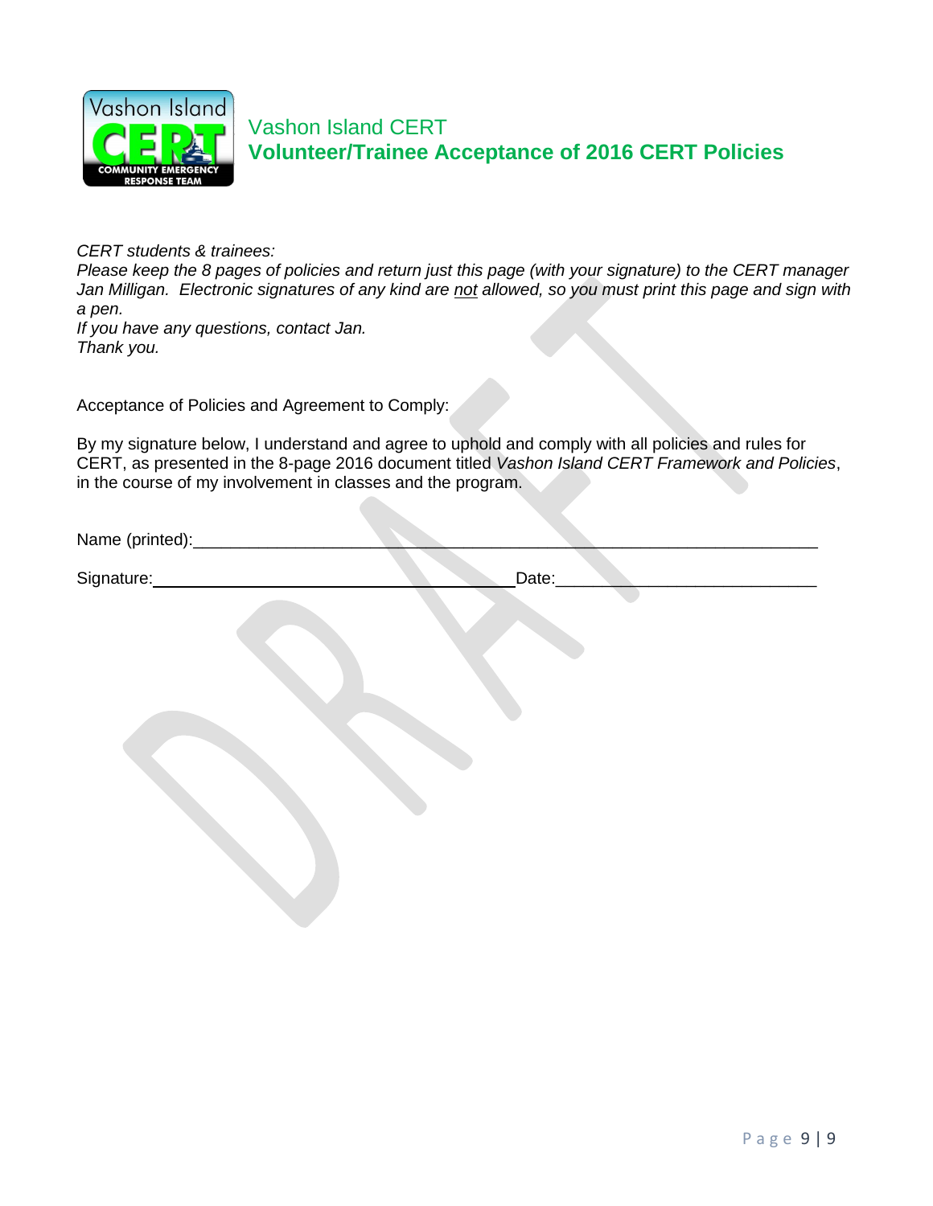# Vashon Island CERT

## Volunteer/Trainee Acceptance of 2016 CERT Policies

*CERT students & trainees:*
*Please keep the 8 pages of policies and return just this page (with your signature) to the CERT manager Jan Milligan. Electronic signatures of any kind are <u>not</u> allowed, so you must print this page and sign with a pen.*
*If you have any questions, contact Jan.*
*Thank you.*

Acceptance of Policies and Agreement to Comply:

By my signature below, I understand and agree to uphold and comply with all policies and rules for CERT, as presented in the 8-page 2016 document titled *Vashon Island CERT Framework and Policies*, in the course of my involvement in classes and the program.

Name (printed):______________________________________________________________

Signature:________________________________________Date:____________________________